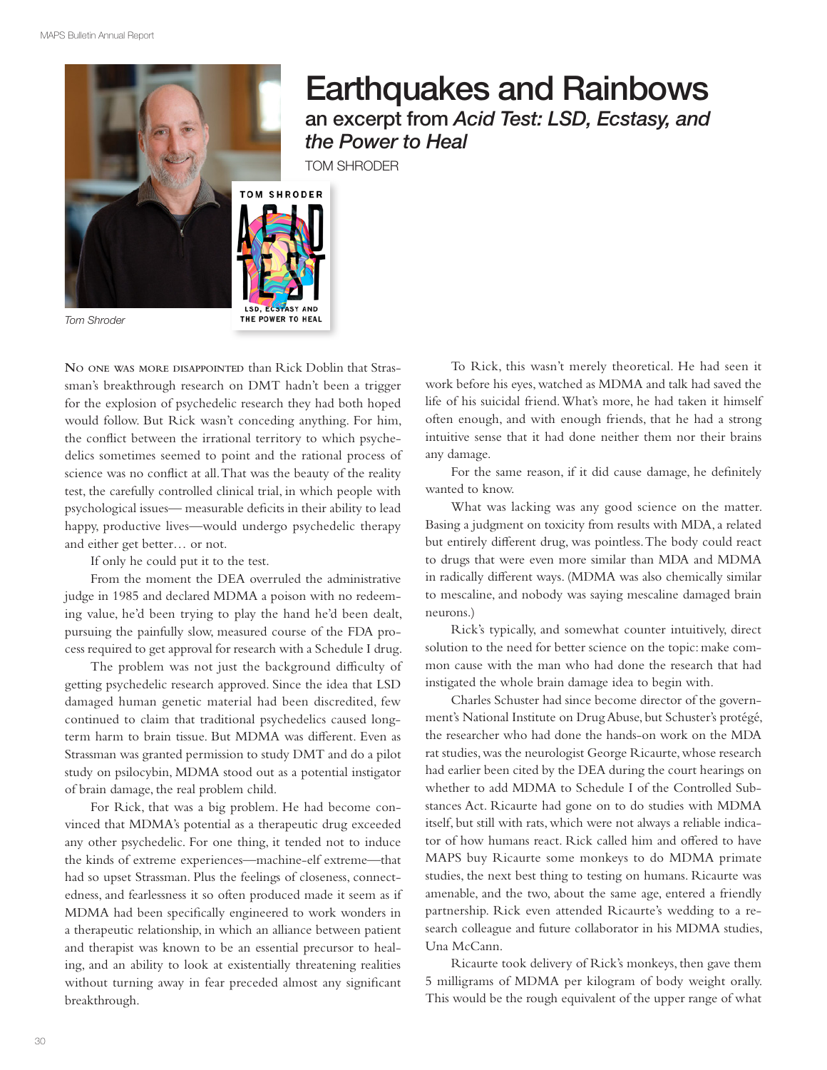# Earthquakes and Rainbows

## an excerpt from *Acid Test: LSD, Ecstasy, and the Power to Heal*

TOM SHRODER

*Tom Shroder*

No one was more disappointed than Rick Doblin that Strassman's breakthrough research on DMT hadn't been a trigger for the explosion of psychedelic research they had both hoped would follow. But Rick wasn't conceding anything. For him, the conflict between the irrational territory to which psychedelics sometimes seemed to point and the rational process of science was no conflict at all. That was the beauty of the reality test, the carefully controlled clinical trial, in which people with psychological issues— measurable deficits in their ability to lead happy, productive lives—would undergo psychedelic therapy and either get better… or not.

If only he could put it to the test.

From the moment the DEA overruled the administrative judge in 1985 and declared MDMA a poison with no redeeming value, he'd been trying to play the hand he'd been dealt, pursuing the painfully slow, measured course of the FDA process required to get approval for research with a Schedule I drug.

The problem was not just the background difficulty of getting psychedelic research approved. Since the idea that LSD damaged human genetic material had been discredited, few continued to claim that traditional psychedelics caused long-term harm to brain tissue. But MDMA was different. Even as Strassman was granted permission to study DMT and do a pilot study on psilocybin, MDMA stood out as a potential instigator of brain damage, the real problem child.

For Rick, that was a big problem. He had become convinced that MDMA's potential as a therapeutic drug exceeded any other psychedelic. For one thing, it tended not to induce the kinds of extreme experiences—machine-elf extreme—that had so upset Strassman. Plus the feelings of closeness, connectedness, and fearlessness it so often produced made it seem as if MDMA had been specifically engineered to work wonders in a therapeutic relationship, in which an alliance between patient and therapist was known to be an essential precursor to healing, and an ability to look at existentially threatening realities without turning away in fear preceded almost any significant breakthrough.

To Rick, this wasn't merely theoretical. He had seen it work before his eyes, watched as MDMA and talk had saved the life of his suicidal friend. What's more, he had taken it himself often enough, and with enough friends, that he had a strong intuitive sense that it had done neither them nor their brains any damage.

For the same reason, if it did cause damage, he definitely wanted to know.

What was lacking was any good science on the matter. Basing a judgment on toxicity from results with MDA, a related but entirely different drug, was pointless. The body could react to drugs that were even more similar than MDA and MDMA in radically different ways. (MDMA was also chemically similar to mescaline, and nobody was saying mescaline damaged brain neurons.)

Rick's typically, and somewhat counter intuitively, direct solution to the need for better science on the topic: make common cause with the man who had done the research that had instigated the whole brain damage idea to begin with.

Charles Schuster had since become director of the government's National Institute on Drug Abuse, but Schuster's protégé, the researcher who had done the hands-on work on the MDA rat studies, was the neurologist George Ricaurte, whose research had earlier been cited by the DEA during the court hearings on whether to add MDMA to Schedule I of the Controlled Substances Act. Ricaurte had gone on to do studies with MDMA itself, but still with rats, which were not always a reliable indicator of how humans react. Rick called him and offered to have MAPS buy Ricaurte some monkeys to do MDMA primate studies, the next best thing to testing on humans. Ricaurte was amenable, and the two, about the same age, entered a friendly partnership. Rick even attended Ricaurte's wedding to a research colleague and future collaborator in his MDMA studies, Una McCann.

Ricaurte took delivery of Rick's monkeys, then gave them 5 milligrams of MDMA per kilogram of body weight orally. This would be the rough equivalent of the upper range of what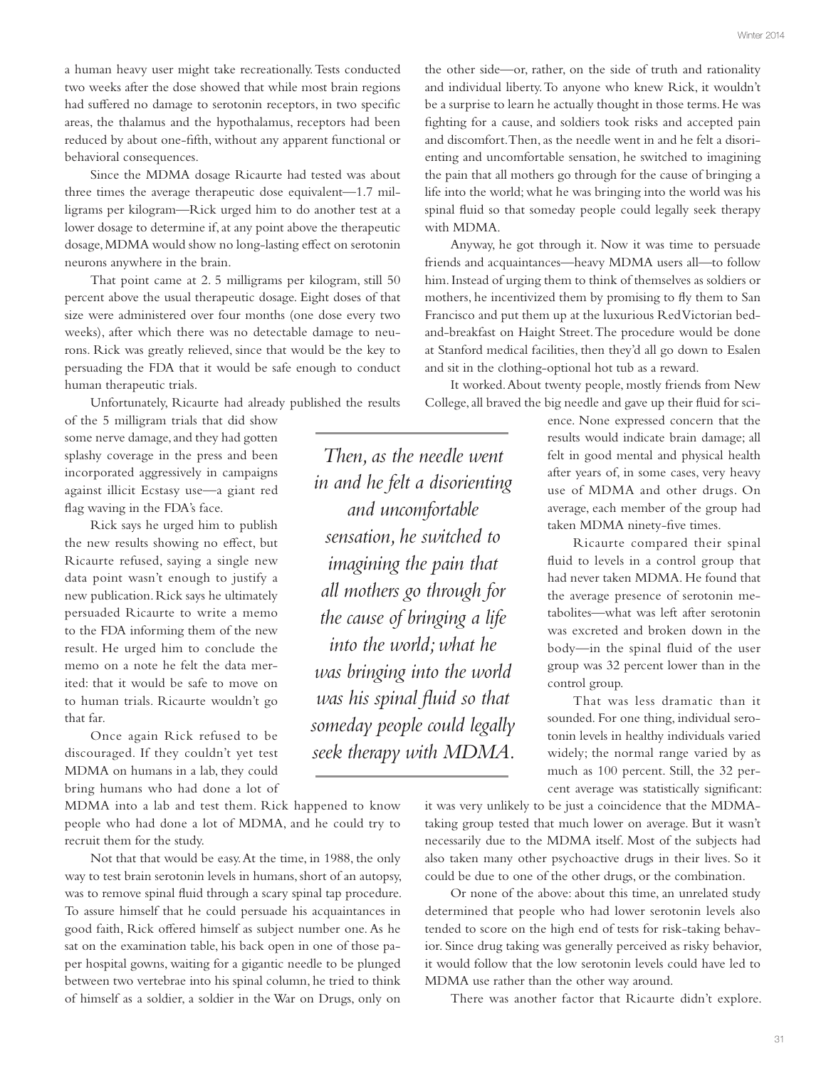a human heavy user might take recreationally. Tests conducted two weeks after the dose showed that while most brain regions had suffered no damage to serotonin receptors, in two specific areas, the thalamus and the hypothalamus, receptors had been reduced by about one-fifth, without any apparent functional or behavioral consequences.

Since the MDMA dosage Ricaurte had tested was about three times the average therapeutic dose equivalent—1.7 milligrams per kilogram—Rick urged him to do another test at a lower dosage to determine if, at any point above the therapeutic dosage, MDMA would show no long-lasting effect on serotonin neurons anywhere in the brain.

That point came at 2. 5 milligrams per kilogram, still 50 percent above the usual therapeutic dosage. Eight doses of that size were administered over four months (one dose every two weeks), after which there was no detectable damage to neurons. Rick was greatly relieved, since that would be the key to persuading the FDA that it would be safe enough to conduct human therapeutic trials.

Unfortunately, Ricaurte had already published the results of the 5 milligram trials that did show some nerve damage, and they had gotten splashy coverage in the press and been incorporated aggressively in campaigns against illicit Ecstasy use—a giant red flag waving in the FDA's face.

Rick says he urged him to publish the new results showing no effect, but Ricaurte refused, saying a single new data point wasn't enough to justify a new publication. Rick says he ultimately persuaded Ricaurte to write a memo to the FDA informing them of the new result. He urged him to conclude the memo on a note he felt the data merited: that it would be safe to move on to human trials. Ricaurte wouldn't go that far.

Once again Rick refused to be discouraged. If they couldn't yet test MDMA on humans in a lab, they could bring humans who had done a lot of MDMA into a lab and test them. Rick happened to know people who had done a lot of MDMA, and he could try to recruit them for the study.

Not that that would be easy. At the time, in 1988, the only way to test brain serotonin levels in humans, short of an autopsy, was to remove spinal fluid through a scary spinal tap procedure. To assure himself that he could persuade his acquaintances in good faith, Rick offered himself as subject number one. As he sat on the examination table, his back open in one of those paper hospital gowns, waiting for a gigantic needle to be plunged between two vertebrae into his spinal column, he tried to think of himself as a soldier, a soldier in the War on Drugs, only on the other side—or, rather, on the side of truth and rationality and individual liberty. To anyone who knew Rick, it wouldn't be a surprise to learn he actually thought in those terms. He was fighting for a cause, and soldiers took risks and accepted pain and discomfort. Then, as the needle went in and he felt a disorienting and uncomfortable sensation, he switched to imagining the pain that all mothers go through for the cause of bringing a life into the world; what he was bringing into the world was his spinal fluid so that someday people could legally seek therapy with MDMA.

> *Then, as the needle went in and he felt a disorienting and uncomfortable sensation, he switched to imagining the pain that all mothers go through for the cause of bringing a life into the world; what he was bringing into the world was his spinal fluid so that someday people could legally seek therapy with MDMA.*

Anyway, he got through it. Now it was time to persuade friends and acquaintances—heavy MDMA users all—to follow him. Instead of urging them to think of themselves as soldiers or mothers, he incentivized them by promising to fly them to San Francisco and put them up at the luxurious Red Victorian bed-and-breakfast on Haight Street. The procedure would be done at Stanford medical facilities, then they'd all go down to Esalen and sit in the clothing-optional hot tub as a reward.

It worked. About twenty people, mostly friends from New College, all braved the big needle and gave up their fluid for science. None expressed concern that the results would indicate brain damage; all felt in good mental and physical health after years of, in some cases, very heavy use of MDMA and other drugs. On average, each member of the group had taken MDMA ninety-five times.

Ricaurte compared their spinal fluid to levels in a control group that had never taken MDMA. He found that the average presence of serotonin metabolites—what was left after serotonin was excreted and broken down in the body—in the spinal fluid of the user group was 32 percent lower than in the control group.

That was less dramatic than it sounded. For one thing, individual serotonin levels in healthy individuals varied widely; the normal range varied by as much as 100 percent. Still, the 32 percent average was statistically significant: it was very unlikely to be just a coincidence that the MDMA-taking group tested that much lower on average. But it wasn't necessarily due to the MDMA itself. Most of the subjects had also taken many other psychoactive drugs in their lives. So it could be due to one of the other drugs, or the combination.

Or none of the above: about this time, an unrelated study determined that people who had lower serotonin levels also tended to score on the high end of tests for risk-taking behavior. Since drug taking was generally perceived as risky behavior, it would follow that the low serotonin levels could have led to MDMA use rather than the other way around.

There was another factor that Ricaurte didn't explore.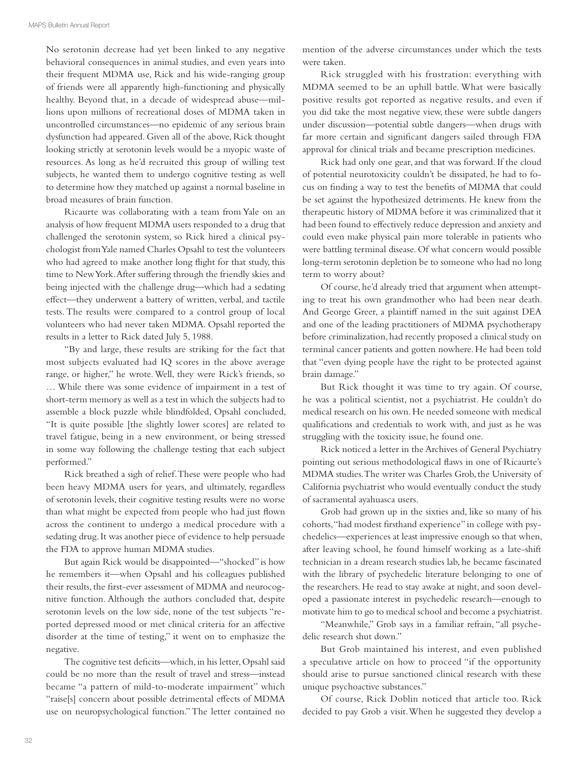No serotonin decrease had yet been linked to any negative behavioral consequences in animal studies, and even years into their frequent MDMA use, Rick and his wide-ranging group of friends were all apparently high-functioning and physically healthy. Beyond that, in a decade of widespread abuse—millions upon millions of recreational doses of MDMA taken in uncontrolled circumstances—no epidemic of any serious brain dysfunction had appeared. Given all of the above, Rick thought looking strictly at serotonin levels would be a myopic waste of resources. As long as he'd recruited this group of willing test subjects, he wanted them to undergo cognitive testing as well to determine how they matched up against a normal baseline in broad measures of brain function.

Ricaurte was collaborating with a team from Yale on an analysis of how frequent MDMA users responded to a drug that challenged the serotonin system, so Rick hired a clinical psychologist from Yale named Charles Opsahl to test the volunteers who had agreed to make another long flight for that study, this time to New York. After suffering through the friendly skies and being injected with the challenge drug—which had a sedating effect—they underwent a battery of written, verbal, and tactile tests. The results were compared to a control group of local volunteers who had never taken MDMA. Opsahl reported the results in a letter to Rick dated July 5, 1988.

"By and large, these results are striking for the fact that most subjects evaluated had IQ scores in the above average range, or higher," he wrote. Well, they were Rick's friends, so … While there was some evidence of impairment in a test of short-term memory as well as a test in which the subjects had to assemble a block puzzle while blindfolded, Opsahl concluded, "It is quite possible [the slightly lower scores] are related to travel fatigue, being in a new environment, or being stressed in some way following the challenge testing that each subject performed."

Rick breathed a sigh of relief. These were people who had been heavy MDMA users for years, and ultimately, regardless of serotonin levels, their cognitive testing results were no worse than what might be expected from people who had just flown across the continent to undergo a medical procedure with a sedating drug. It was another piece of evidence to help persuade the FDA to approve human MDMA studies.

But again Rick would be disappointed—"shocked" is how he remembers it—when Opsahl and his colleagues published their results, the first-ever assessment of MDMA and neurocognitive function. Although the authors concluded that, despite serotonin levels on the low side, none of the test subjects "reported depressed mood or met clinical criteria for an affective disorder at the time of testing," it went on to emphasize the negative.

The cognitive test deficits—which, in his letter, Opsahl said could be no more than the result of travel and stress—instead became "a pattern of mild-to-moderate impairment" which "raise[s] concern about possible detrimental effects of MDMA use on neuropsychological function." The letter contained no mention of the adverse circumstances under which the tests were taken.

Rick struggled with his frustration: everything with MDMA seemed to be an uphill battle. What were basically positive results got reported as negative results, and even if you did take the most negative view, these were subtle dangers under discussion—potential subtle dangers—when drugs with far more certain and significant dangers sailed through FDA approval for clinical trials and became prescription medicines.

Rick had only one gear, and that was forward. If the cloud of potential neurotoxicity couldn't be dissipated, he had to focus on finding a way to test the benefits of MDMA that could be set against the hypothesized detriments. He knew from the therapeutic history of MDMA before it was criminalized that it had been found to effectively reduce depression and anxiety and could even make physical pain more tolerable in patients who were battling terminal disease. Of what concern would possible long-term serotonin depletion be to someone who had no long term to worry about?

Of course, he'd already tried that argument when attempting to treat his own grandmother who had been near death. And George Greer, a plaintiff named in the suit against DEA and one of the leading practitioners of MDMA psychotherapy before criminalization, had recently proposed a clinical study on terminal cancer patients and gotten nowhere. He had been told that "even dying people have the right to be protected against brain damage."

But Rick thought it was time to try again. Of course, he was a political scientist, not a psychiatrist. He couldn't do medical research on his own. He needed someone with medical qualifications and credentials to work with, and just as he was struggling with the toxicity issue, he found one.

Rick noticed a letter in the Archives of General Psychiatry pointing out serious methodological flaws in one of Ricaurte's MDMA studies. The writer was Charles Grob, the University of California psychiatrist who would eventually conduct the study of sacramental ayahuasca users.

Grob had grown up in the sixties and, like so many of his cohorts, "had modest firsthand experience" in college with psychedelics—experiences at least impressive enough so that when, after leaving school, he found himself working as a late-shift technician in a dream research studies lab, he became fascinated with the library of psychedelic literature belonging to one of the researchers. He read to stay awake at night, and soon developed a passionate interest in psychedelic research—enough to motivate him to go to medical school and become a psychiatrist.

"Meanwhile," Grob says in a familiar refrain, "all psychedelic research shut down."

But Grob maintained his interest, and even published a speculative article on how to proceed "if the opportunity should arise to pursue sanctioned clinical research with these unique psychoactive substances."

Of course, Rick Doblin noticed that article too. Rick decided to pay Grob a visit. When he suggested they develop a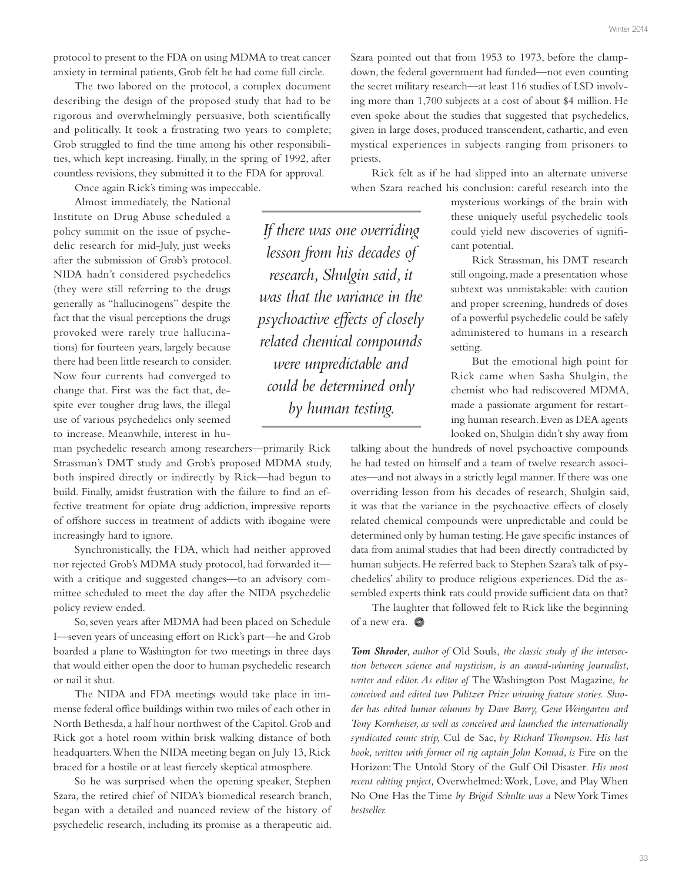protocol to present to the FDA on using MDMA to treat cancer anxiety in terminal patients, Grob felt he had come full circle.

The two labored on the protocol, a complex document describing the design of the proposed study that had to be rigorous and overwhelmingly persuasive, both scientifically and politically. It took a frustrating two years to complete; Grob struggled to find the time among his other responsibilities, which kept increasing. Finally, in the spring of 1992, after countless revisions, they submitted it to the FDA for approval.

Once again Rick's timing was impeccable.

Almost immediately, the National Institute on Drug Abuse scheduled a policy summit on the issue of psychedelic research for mid-July, just weeks after the submission of Grob's protocol. NIDA hadn't considered psychedelics (they were still referring to the drugs generally as "hallucinogens" despite the fact that the visual perceptions the drugs provoked were rarely true hallucinations) for fourteen years, largely because there had been little research to consider. Now four currents had converged to change that. First was the fact that, despite ever tougher drug laws, the illegal use of various psychedelics only seemed to increase. Meanwhile, interest in human psychedelic research among researchers—primarily Rick Strassman's DMT study and Grob's proposed MDMA study, both inspired directly or indirectly by Rick—had begun to build. Finally, amidst frustration with the failure to find an effective treatment for opiate drug addiction, impressive reports of offshore success in treatment of addicts with ibogaine were increasingly hard to ignore.

Synchronistically, the FDA, which had neither approved nor rejected Grob's MDMA study protocol, had forwarded it—with a critique and suggested changes—to an advisory committee scheduled to meet the day after the NIDA psychedelic policy review ended.

So, seven years after MDMA had been placed on Schedule I—seven years of unceasing effort on Rick's part—he and Grob boarded a plane to Washington for two meetings in three days that would either open the door to human psychedelic research or nail it shut.

The NIDA and FDA meetings would take place in immense federal office buildings within two miles of each other in North Bethesda, a half hour northwest of the Capitol. Grob and Rick got a hotel room within brisk walking distance of both headquarters. When the NIDA meeting began on July 13, Rick braced for a hostile or at least fiercely skeptical atmosphere.

So he was surprised when the opening speaker, Stephen Szara, the retired chief of NIDA's biomedical research branch, began with a detailed and nuanced review of the history of psychedelic research, including its promise as a therapeutic aid. Szara pointed out that from 1953 to 1973, before the clampdown, the federal government had funded—not even counting the secret military research—at least 116 studies of LSD involving more than 1,700 subjects at a cost of about $4 million. He even spoke about the studies that suggested that psychedelics, given in large doses, produced transcendent, cathartic, and even mystical experiences in subjects ranging from prisoners to priests.

Rick felt as if he had slipped into an alternate universe when Szara reached his conclusion: careful research into the mysterious workings of the brain with these uniquely useful psychedelic tools could yield new discoveries of significant potential.

Rick Strassman, his DMT research still ongoing, made a presentation whose subtext was unmistakable: with caution and proper screening, hundreds of doses of a powerful psychedelic could be safely administered to humans in a research setting.

But the emotional high point for Rick came when Sasha Shulgin, the chemist who had rediscovered MDMA, made a passionate argument for restarting human research. Even as DEA agents looked on, Shulgin didn't shy away from talking about the hundreds of novel psychoactive compounds he had tested on himself and a team of twelve research associates—and not always in a strictly legal manner. If there was one overriding lesson from his decades of research, Shulgin said, it was that the variance in the psychoactive effects of closely related chemical compounds were unpredictable and could be determined only by human testing. He gave specific instances of data from animal studies that had been directly contradicted by human subjects. He referred back to Stephen Szara's talk of psychedelics' ability to produce religious experiences. Did the assembled experts think rats could provide sufficient data on that?

The laughter that followed felt to Rick like the beginning of a new era.

> *If there was one overriding lesson from his decades of research, Shulgin said, it was that the variance in the psychoactive effects of closely related chemical compounds were unpredictable and could be determined only by human testing.*

***Tom Shroder**, author of* Old Souls, *the classic study of the intersection between science and mysticism, is an award-winning journalist, writer and editor. As editor of* The Washington Post Magazine, *he conceived and edited two Pulitzer Prize winning feature stories. Shroder has edited humor columns by Dave Barry, Gene Weingarten and Tony Kornheiser, as well as conceived and launched the internationally syndicated comic strip,* Cul de Sac, *by Richard Thompson. His last book, written with former oil rig captain John Konrad, is* Fire on the Horizon: The Untold Story of the Gulf Oil Disaster. *His most recent editing project,* Overwhelmed: Work, Love, and Play When No One Has the Time *by Brigid Schulte was a* New York Times *bestseller.*